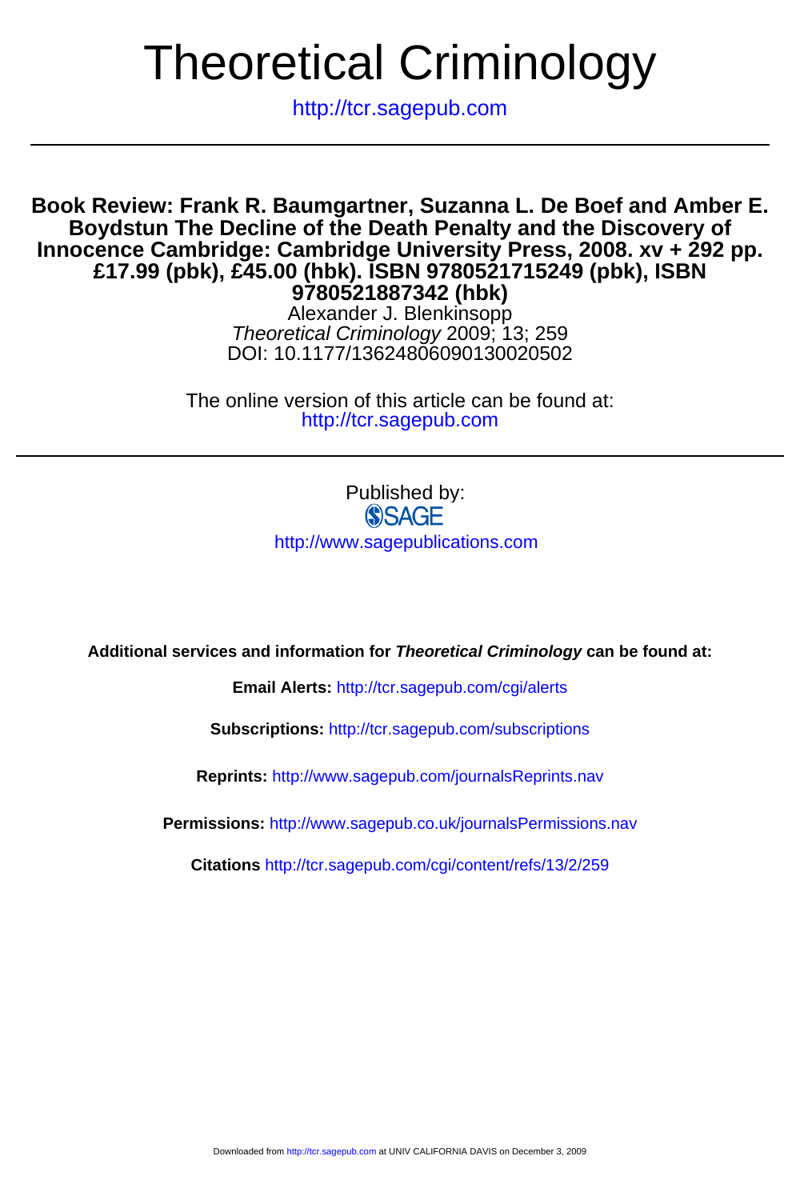# Theoretical Criminology

http://tcr.sagepub.com

---

## Book Review: Frank R. Baumgartner, Suzanna L. De Boef and Amber E. Boydstun The Decline of the Death Penalty and the Discovery of Innocence Cambridge: Cambridge University Press, 2008. xv + 292 pp. £17.99 (pbk), £45.00 (hbk). ISBN 9780521715249 (pbk), ISBN 9780521887342 (hbk)

Alexander J. Blenkinsopp
*Theoretical Criminology* 2009; 13; 259
DOI: 10.1177/13624806090130020502

The online version of this article can be found at:
http://tcr.sagepub.com

---

Published by:
SAGE
http://www.sagepublications.com

**Additional services and information for *Theoretical Criminology* can be found at:**

**Email Alerts:** http://tcr.sagepub.com/cgi/alerts

**Subscriptions:** http://tcr.sagepub.com/subscriptions

**Reprints:** http://www.sagepub.com/journalsReprints.nav

**Permissions:** http://www.sagepub.co.uk/journalsPermissions.nav

**Citations** http://tcr.sagepub.com/cgi/content/refs/13/2/259

Downloaded from http://tcr.sagepub.com at UNIV CALIFORNIA DAVIS on December 3, 2009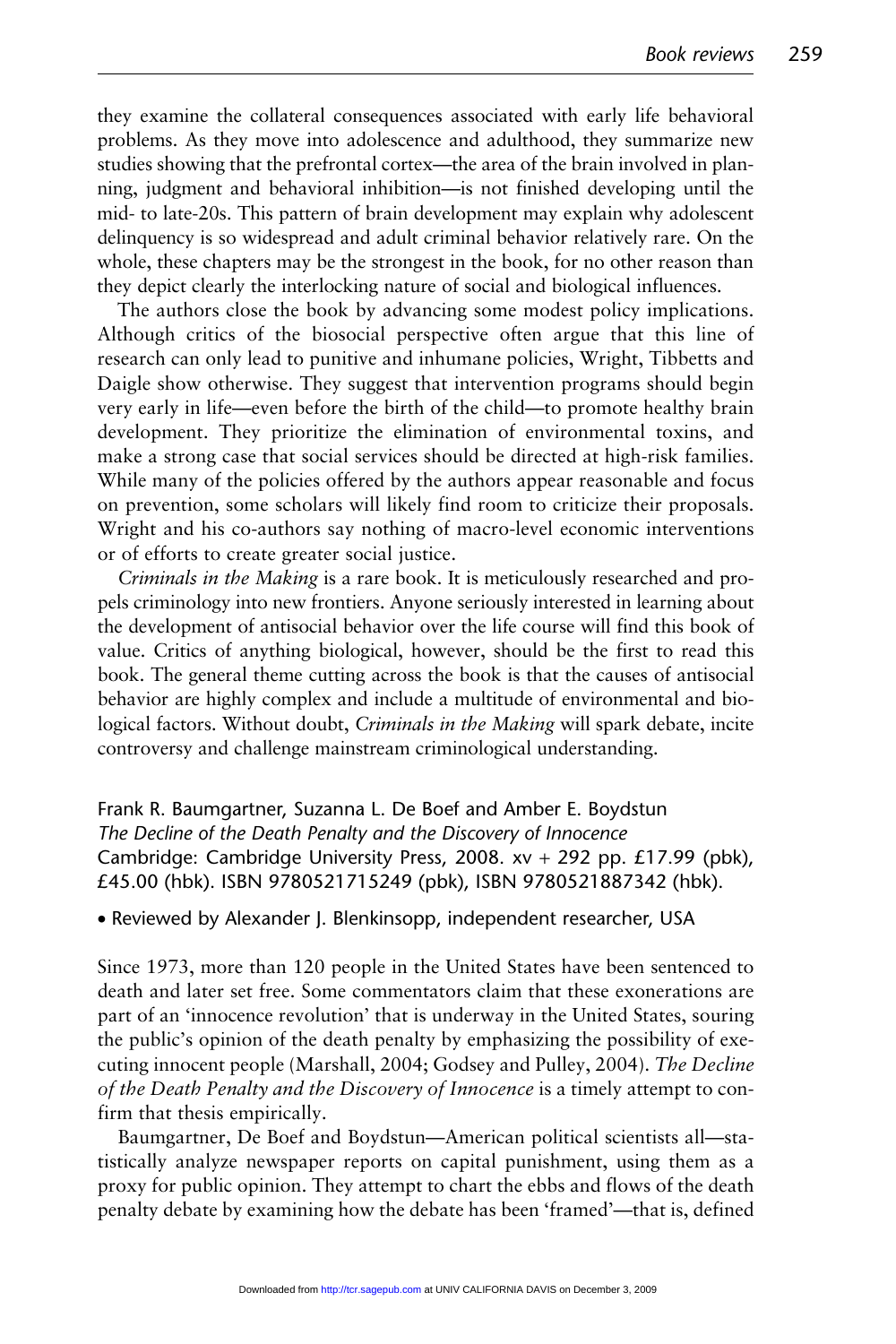they examine the collateral consequences associated with early life behavioral problems. As they move into adolescence and adulthood, they summarize new studies showing that the prefrontal cortex—the area of the brain involved in planning, judgment and behavioral inhibition—is not finished developing until the mid- to late-20s. This pattern of brain development may explain why adolescent delinquency is so widespread and adult criminal behavior relatively rare. On the whole, these chapters may be the strongest in the book, for no other reason than they depict clearly the interlocking nature of social and biological influences.

The authors close the book by advancing some modest policy implications. Although critics of the biosocial perspective often argue that this line of research can only lead to punitive and inhumane policies, Wright, Tibbetts and Daigle show otherwise. They suggest that intervention programs should begin very early in life—even before the birth of the child—to promote healthy brain development. They prioritize the elimination of environmental toxins, and make a strong case that social services should be directed at high-risk families. While many of the policies offered by the authors appear reasonable and focus on prevention, some scholars will likely find room to criticize their proposals. Wright and his co-authors say nothing of macro-level economic interventions or of efforts to create greater social justice.

*Criminals in the Making* is a rare book. It is meticulously researched and propels criminology into new frontiers. Anyone seriously interested in learning about the development of antisocial behavior over the life course will find this book of value. Critics of anything biological, however, should be the first to read this book. The general theme cutting across the book is that the causes of antisocial behavior are highly complex and include a multitude of environmental and biological factors. Without doubt, *Criminals in the Making* will spark debate, incite controversy and challenge mainstream criminological understanding.

Frank R. Baumgartner, Suzanna L. De Boef and Amber E. Boydstun
*The Decline of the Death Penalty and the Discovery of Innocence*
Cambridge: Cambridge University Press, 2008. xv + 292 pp. £17.99 (pbk), £45.00 (hbk). ISBN 9780521715249 (pbk), ISBN 9780521887342 (hbk).

- Reviewed by Alexander J. Blenkinsopp, independent researcher, USA

Since 1973, more than 120 people in the United States have been sentenced to death and later set free. Some commentators claim that these exonerations are part of an 'innocence revolution' that is underway in the United States, souring the public's opinion of the death penalty by emphasizing the possibility of executing innocent people (Marshall, 2004; Godsey and Pulley, 2004). *The Decline of the Death Penalty and the Discovery of Innocence* is a timely attempt to confirm that thesis empirically.

Baumgartner, De Boef and Boydstun—American political scientists all—statistically analyze newspaper reports on capital punishment, using them as a proxy for public opinion. They attempt to chart the ebbs and flows of the death penalty debate by examining how the debate has been 'framed'—that is, defined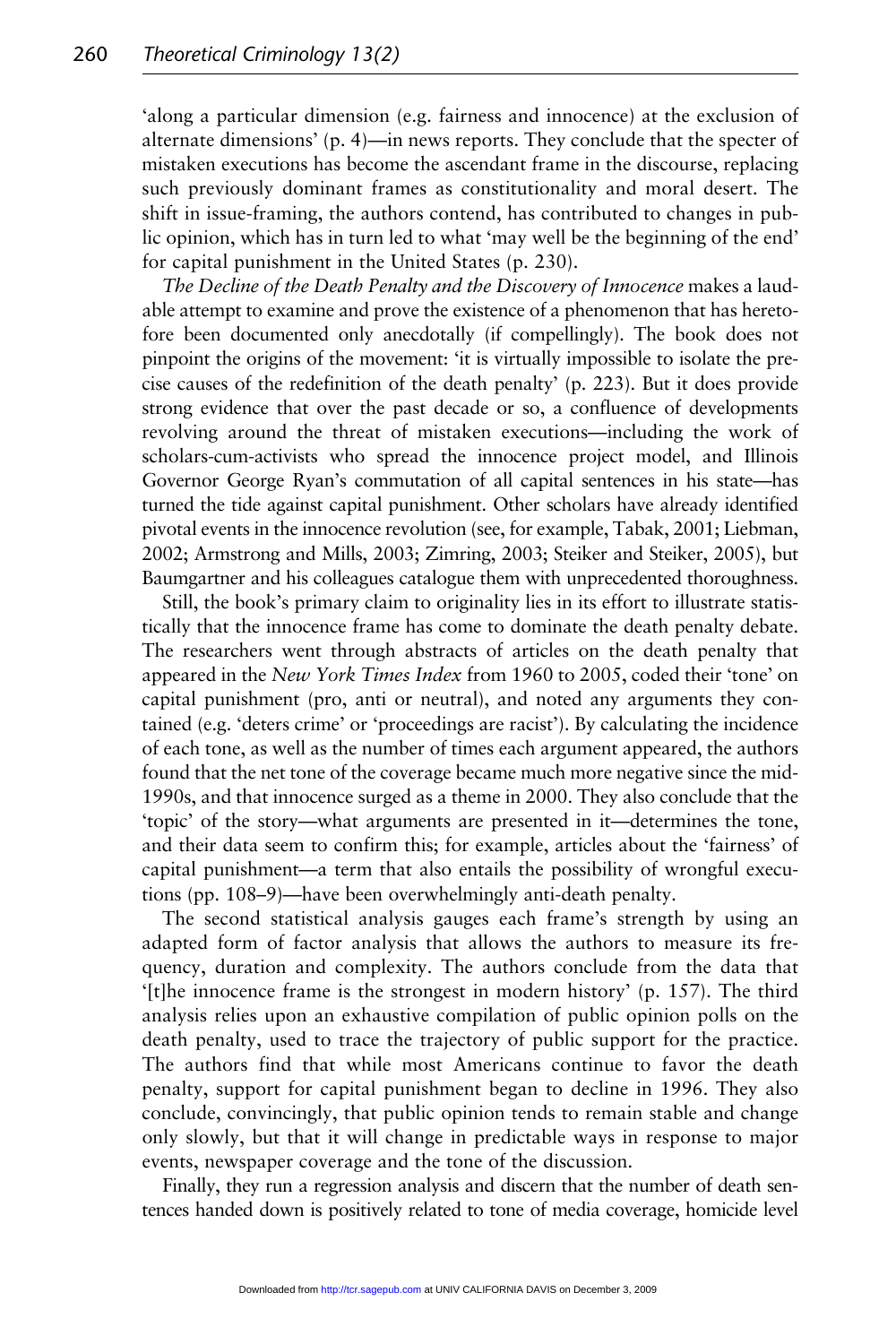'along a particular dimension (e.g. fairness and innocence) at the exclusion of alternate dimensions' (p. 4)—in news reports. They conclude that the specter of mistaken executions has become the ascendant frame in the discourse, replacing such previously dominant frames as constitutionality and moral desert. The shift in issue-framing, the authors contend, has contributed to changes in public opinion, which has in turn led to what 'may well be the beginning of the end' for capital punishment in the United States (p. 230).

*The Decline of the Death Penalty and the Discovery of Innocence* makes a laudable attempt to examine and prove the existence of a phenomenon that has heretofore been documented only anecdotally (if compellingly). The book does not pinpoint the origins of the movement: 'it is virtually impossible to isolate the precise causes of the redefinition of the death penalty' (p. 223). But it does provide strong evidence that over the past decade or so, a confluence of developments revolving around the threat of mistaken executions—including the work of scholars-cum-activists who spread the innocence project model, and Illinois Governor George Ryan's commutation of all capital sentences in his state—has turned the tide against capital punishment. Other scholars have already identified pivotal events in the innocence revolution (see, for example, Tabak, 2001; Liebman, 2002; Armstrong and Mills, 2003; Zimring, 2003; Steiker and Steiker, 2005), but Baumgartner and his colleagues catalogue them with unprecedented thoroughness.

Still, the book's primary claim to originality lies in its effort to illustrate statistically that the innocence frame has come to dominate the death penalty debate. The researchers went through abstracts of articles on the death penalty that appeared in the *New York Times Index* from 1960 to 2005, coded their 'tone' on capital punishment (pro, anti or neutral), and noted any arguments they contained (e.g. 'deters crime' or 'proceedings are racist'). By calculating the incidence of each tone, as well as the number of times each argument appeared, the authors found that the net tone of the coverage became much more negative since the mid-1990s, and that innocence surged as a theme in 2000. They also conclude that the 'topic' of the story—what arguments are presented in it—determines the tone, and their data seem to confirm this; for example, articles about the 'fairness' of capital punishment—a term that also entails the possibility of wrongful executions (pp. 108–9)—have been overwhelmingly anti-death penalty.

The second statistical analysis gauges each frame's strength by using an adapted form of factor analysis that allows the authors to measure its frequency, duration and complexity. The authors conclude from the data that '[t]he innocence frame is the strongest in modern history' (p. 157). The third analysis relies upon an exhaustive compilation of public opinion polls on the death penalty, used to trace the trajectory of public support for the practice. The authors find that while most Americans continue to favor the death penalty, support for capital punishment began to decline in 1996. They also conclude, convincingly, that public opinion tends to remain stable and change only slowly, but that it will change in predictable ways in response to major events, newspaper coverage and the tone of the discussion.

Finally, they run a regression analysis and discern that the number of death sentences handed down is positively related to tone of media coverage, homicide level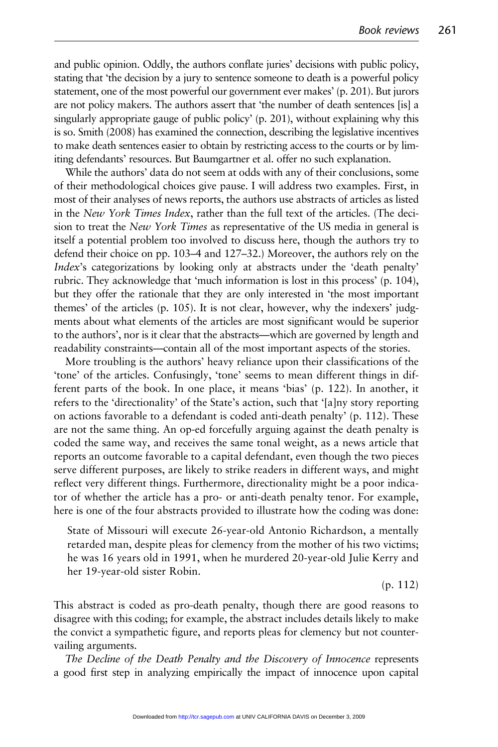and public opinion. Oddly, the authors conflate juries' decisions with public policy, stating that 'the decision by a jury to sentence someone to death is a powerful policy statement, one of the most powerful our government ever makes' (p. 201). But jurors are not policy makers. The authors assert that 'the number of death sentences [is] a singularly appropriate gauge of public policy' (p. 201), without explaining why this is so. Smith (2008) has examined the connection, describing the legislative incentives to make death sentences easier to obtain by restricting access to the courts or by limiting defendants' resources. But Baumgartner et al. offer no such explanation.

While the authors' data do not seem at odds with any of their conclusions, some of their methodological choices give pause. I will address two examples. First, in most of their analyses of news reports, the authors use abstracts of articles as listed in the *New York Times Index*, rather than the full text of the articles. (The decision to treat the *New York Times* as representative of the US media in general is itself a potential problem too involved to discuss here, though the authors try to defend their choice on pp. 103–4 and 127–32.) Moreover, the authors rely on the *Index*'s categorizations by looking only at abstracts under the 'death penalty' rubric. They acknowledge that 'much information is lost in this process' (p. 104), but they offer the rationale that they are only interested in 'the most important themes' of the articles (p. 105). It is not clear, however, why the indexers' judgments about what elements of the articles are most significant would be superior to the authors', nor is it clear that the abstracts—which are governed by length and readability constraints—contain all of the most important aspects of the stories.

More troubling is the authors' heavy reliance upon their classifications of the 'tone' of the articles. Confusingly, 'tone' seems to mean different things in different parts of the book. In one place, it means 'bias' (p. 122). In another, it refers to the 'directionality' of the State's action, such that '[a]ny story reporting on actions favorable to a defendant is coded anti-death penalty' (p. 112). These are not the same thing. An op-ed forcefully arguing against the death penalty is coded the same way, and receives the same tonal weight, as a news article that reports an outcome favorable to a capital defendant, even though the two pieces serve different purposes, are likely to strike readers in different ways, and might reflect very different things. Furthermore, directionality might be a poor indicator of whether the article has a pro- or anti-death penalty tenor. For example, here is one of the four abstracts provided to illustrate how the coding was done:

> State of Missouri will execute 26-year-old Antonio Richardson, a mentally retarded man, despite pleas for clemency from the mother of his two victims; he was 16 years old in 1991, when he murdered 20-year-old Julie Kerry and her 19-year-old sister Robin.
>
> (p. 112)

This abstract is coded as pro-death penalty, though there are good reasons to disagree with this coding; for example, the abstract includes details likely to make the convict a sympathetic figure, and reports pleas for clemency but not countervailing arguments.

*The Decline of the Death Penalty and the Discovery of Innocence* represents a good first step in analyzing empirically the impact of innocence upon capital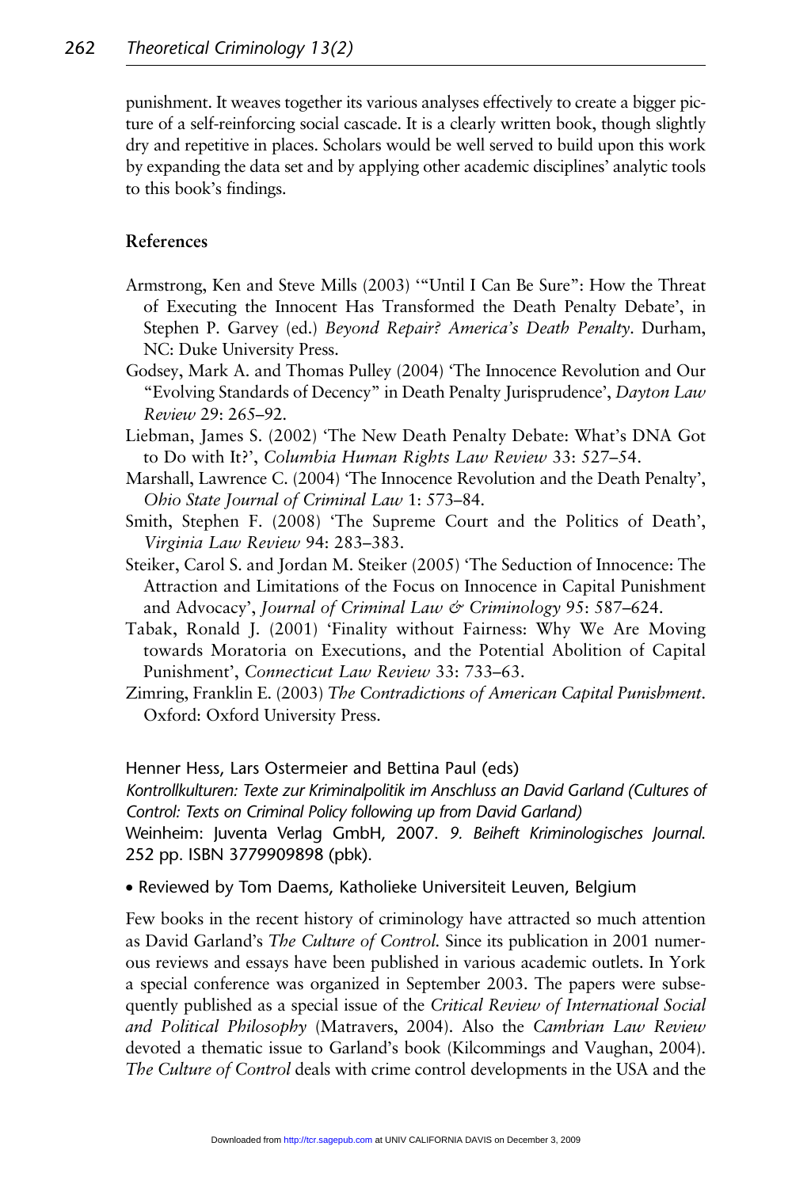punishment. It weaves together its various analyses effectively to create a bigger picture of a self-reinforcing social cascade. It is a clearly written book, though slightly dry and repetitive in places. Scholars would be well served to build upon this work by expanding the data set and by applying other academic disciplines' analytic tools to this book's findings.

## References

- Armstrong, Ken and Steve Mills (2003) '"Until I Can Be Sure": How the Threat of Executing the Innocent Has Transformed the Death Penalty Debate', in Stephen P. Garvey (ed.) *Beyond Repair? America's Death Penalty*. Durham, NC: Duke University Press.
- Godsey, Mark A. and Thomas Pulley (2004) 'The Innocence Revolution and Our "Evolving Standards of Decency" in Death Penalty Jurisprudence', *Dayton Law Review* 29: 265–92.
- Liebman, James S. (2002) 'The New Death Penalty Debate: What's DNA Got to Do with It?', *Columbia Human Rights Law Review* 33: 527–54.
- Marshall, Lawrence C. (2004) 'The Innocence Revolution and the Death Penalty', *Ohio State Journal of Criminal Law* 1: 573–84.
- Smith, Stephen F. (2008) 'The Supreme Court and the Politics of Death', *Virginia Law Review* 94: 283–383.
- Steiker, Carol S. and Jordan M. Steiker (2005) 'The Seduction of Innocence: The Attraction and Limitations of the Focus on Innocence in Capital Punishment and Advocacy', *Journal of Criminal Law & Criminology* 95: 587–624.
- Tabak, Ronald J. (2001) 'Finality without Fairness: Why We Are Moving towards Moratoria on Executions, and the Potential Abolition of Capital Punishment', *Connecticut Law Review* 33: 733–63.
- Zimring, Franklin E. (2003) *The Contradictions of American Capital Punishment*. Oxford: Oxford University Press.

Henner Hess, Lars Ostermeier and Bettina Paul (eds)
*Kontrollkulturen: Texte zur Kriminalpolitik im Anschluss an David Garland (Cultures of Control: Texts on Criminal Policy following up from David Garland)*
Weinheim: Juventa Verlag GmbH, 2007. *9. Beiheft Kriminologisches Journal*. 252 pp. ISBN 3779909898 (pbk).

- Reviewed by Tom Daems, Katholieke Universiteit Leuven, Belgium

Few books in the recent history of criminology have attracted so much attention as David Garland's *The Culture of Control*. Since its publication in 2001 numerous reviews and essays have been published in various academic outlets. In York a special conference was organized in September 2003. The papers were subsequently published as a special issue of the *Critical Review of International Social and Political Philosophy* (Matravers, 2004). Also the *Cambrian Law Review* devoted a thematic issue to Garland's book (Kilcommings and Vaughan, 2004). *The Culture of Control* deals with crime control developments in the USA and the